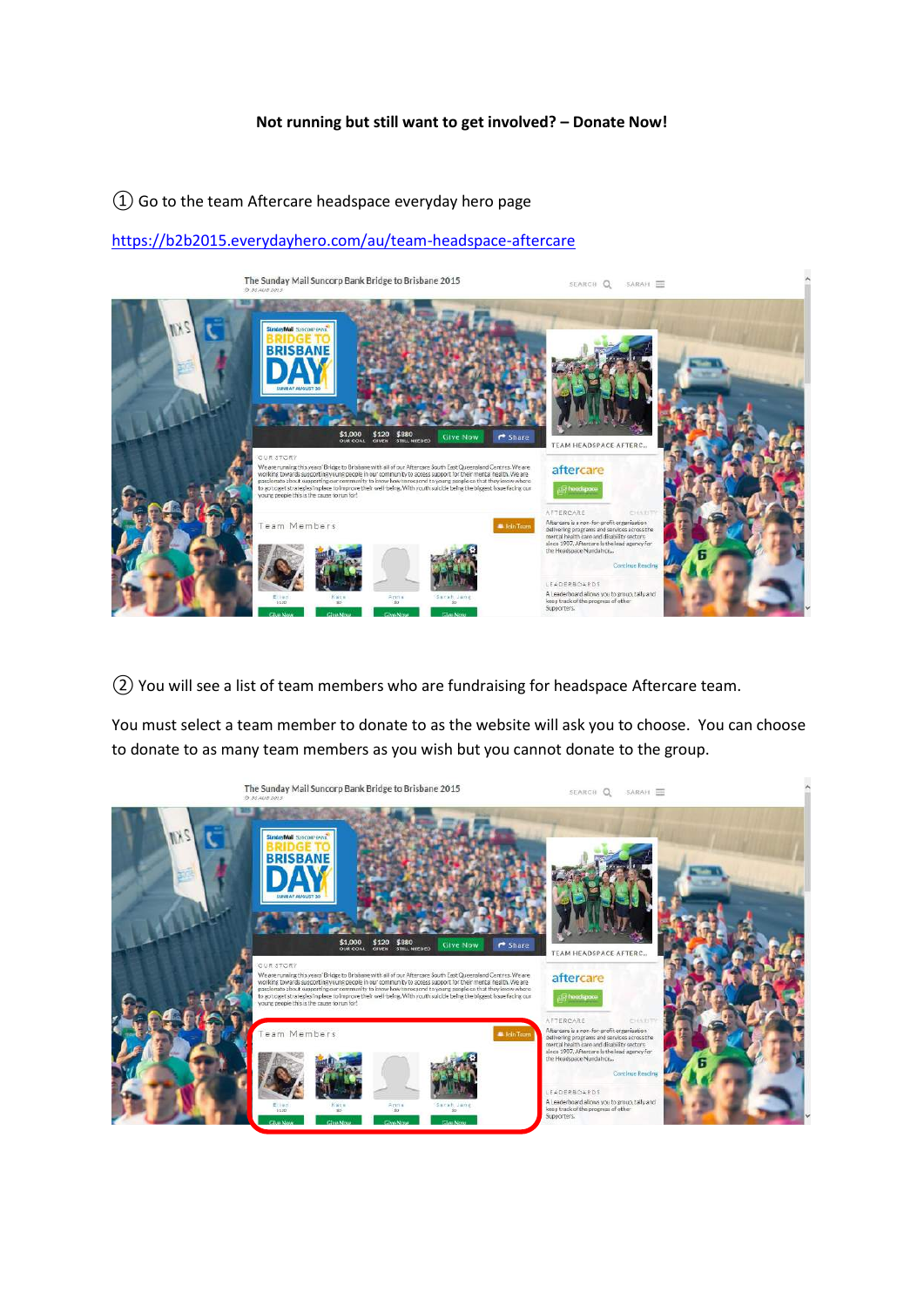**Not running but still want to get involved? – Donate Now!**

① Go to the team Aftercare headspace everyday hero page

https://b2b2015.everydayhero.com/au/team-headspace-aftercare

② You will see a list of team members who are fundraising for headspace Aftercare team.

You must select a team member to donate to as the website will ask you to choose. You can choose to donate to as many team members as you wish but you cannot donate to the group.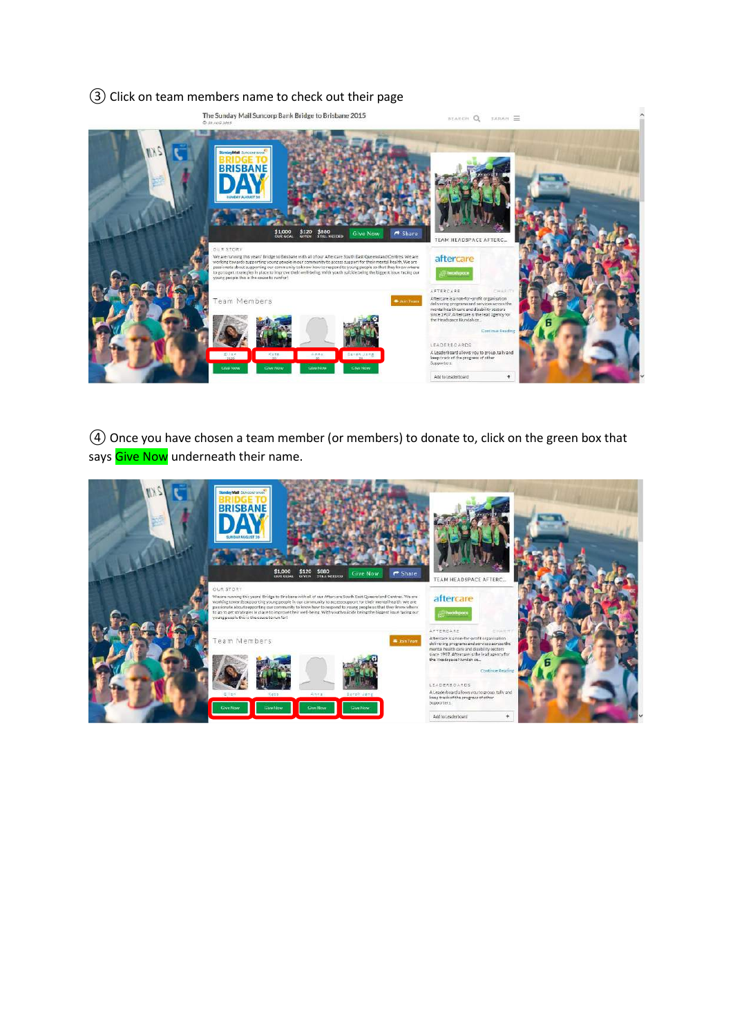③ Click on team members name to check out their page

④ Once you have chosen a team member (or members) to donate to, click on the green box that says Give Now underneath their name.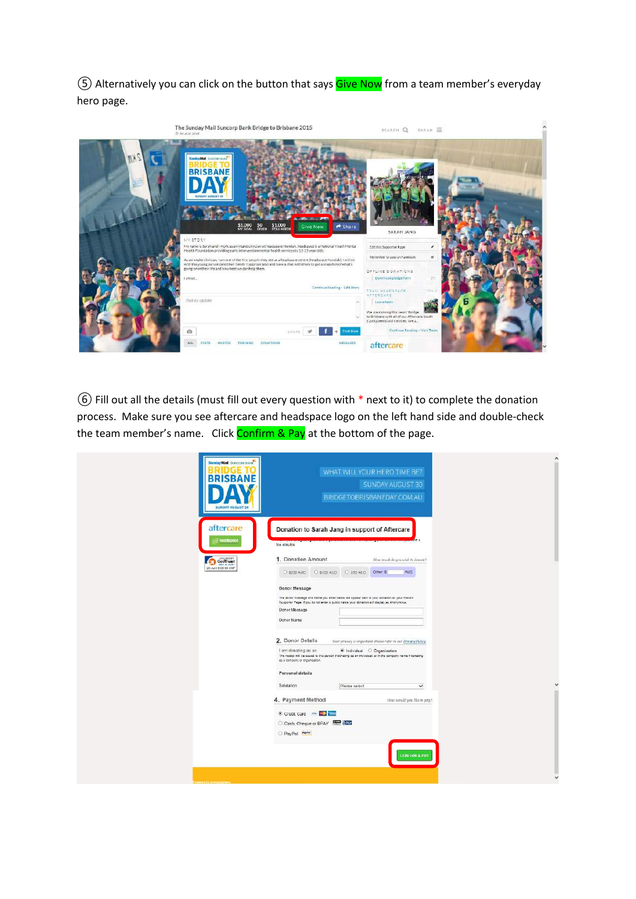⑤ Alternatively you can click on the button that says Give Now from a team member's everyday hero page.

⑥ Fill out all the details (must fill out every question with * next to it) to complete the donation process. Make sure you see aftercare and headspace logo on the left hand side and double-check the team member's name. Click Confirm & Pay at the bottom of the page.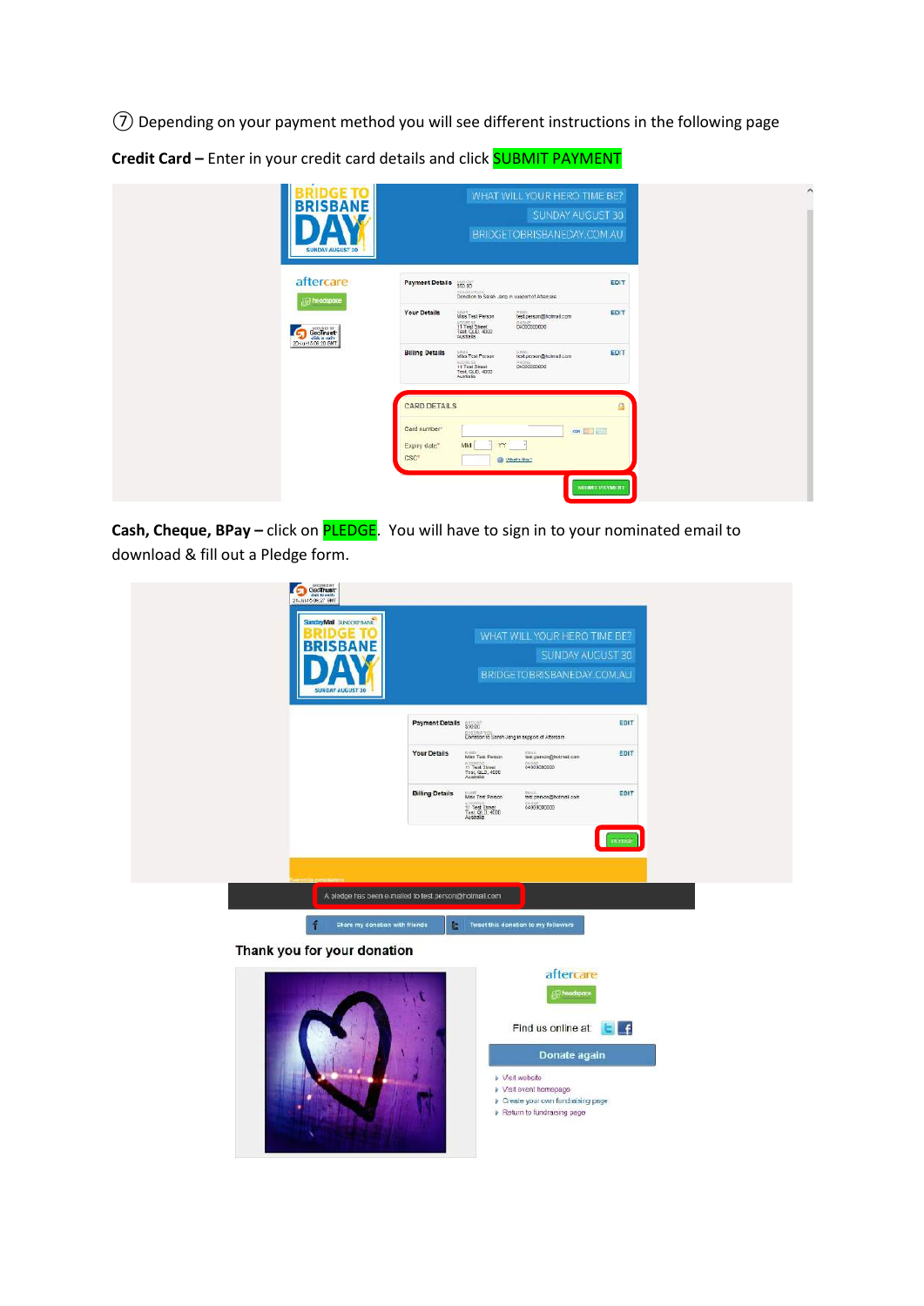⑦ Depending on your payment method you will see different instructions in the following page

**Credit Card –** Enter in your credit card details and click SUBMIT PAYMENT

**Cash, Cheque, BPay –** click on PLEDGE. You will have to sign in to your nominated email to download & fill out a Pledge form.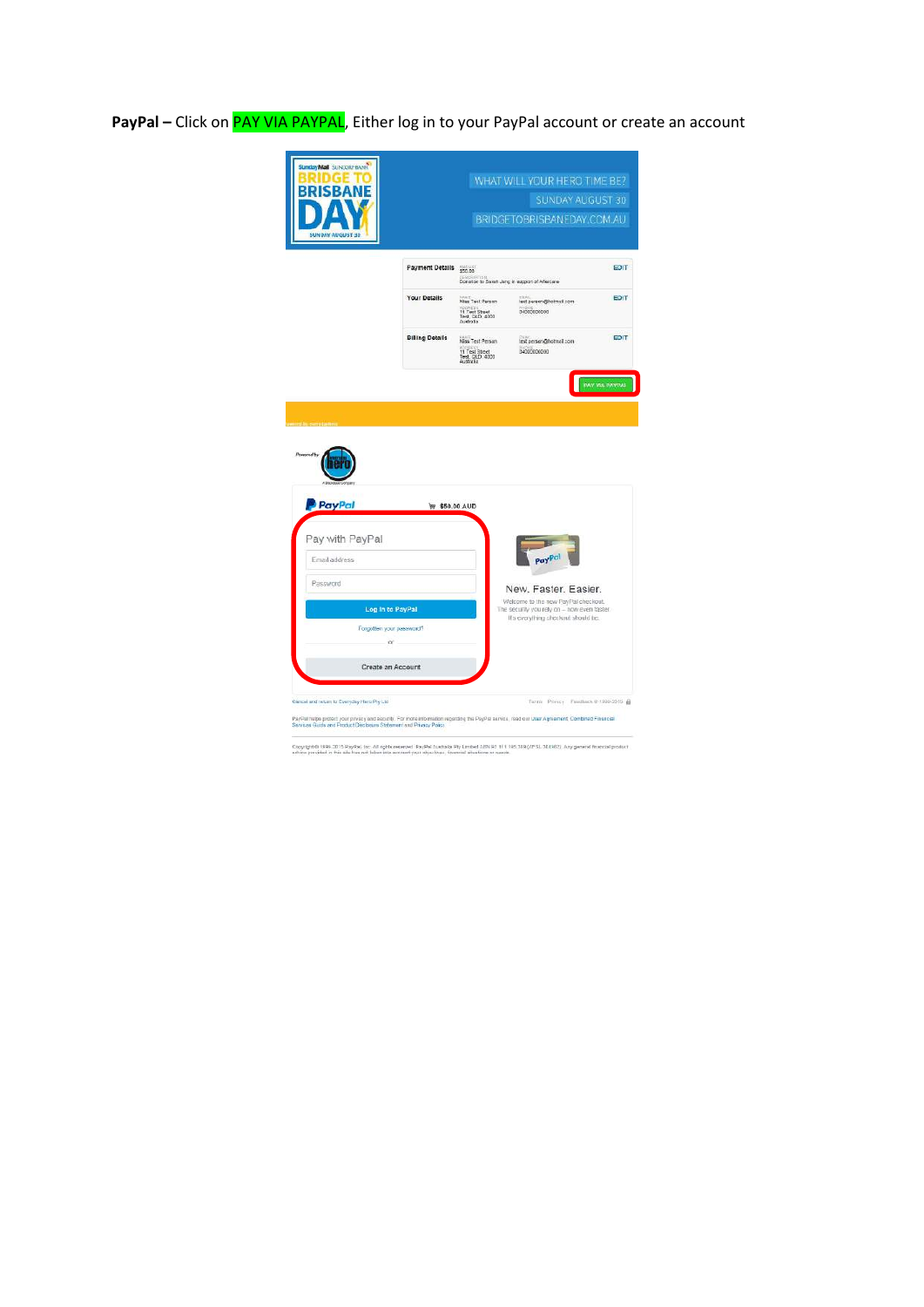**PayPal –** Click on PAY VIA PAYPAL, Either log in to your PayPal account or create an account